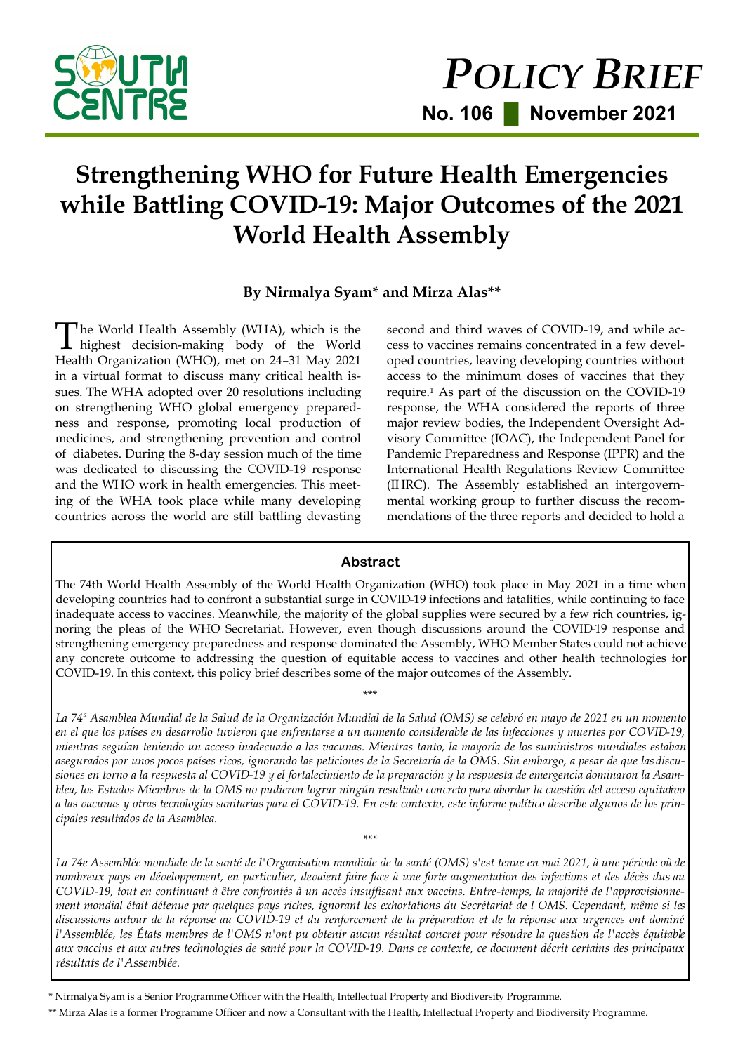# POLICY BRIEF

**No. 106 | November 2021**

# Strengthening WHO for Future Health Emergencies while Battling COVID-19: Major Outcomes of the 2021 World Health Assembly

**By Nirmalya Syam\* and Mirza Alas\*\***

The World Health Assembly (WHA), which is the highest decision-making body of the World Health Organization (WHO), met on 24–31 May 2021 in a virtual format to discuss many critical health issues. The WHA adopted over 20 resolutions including on strengthening WHO global emergency preparedness and response, promoting local production of medicines, and strengthening prevention and control of diabetes. During the 8-day session much of the time was dedicated to discussing the COVID-19 response and the WHO work in health emergencies. This meeting of the WHA took place while many developing countries across the world are still battling devasting second and third waves of COVID-19, and while access to vaccines remains concentrated in a few developed countries, leaving developing countries without access to the minimum doses of vaccines that they require.[1] As part of the discussion on the COVID-19 response, the WHA considered the reports of three major review bodies, the Independent Oversight Advisory Committee (IOAC), the Independent Panel for Pandemic Preparedness and Response (IPPR) and the International Health Regulations Review Committee (IHRC). The Assembly established an intergovernmental working group to further discuss the recommendations of the three reports and decided to hold a

## Abstract

The 74th World Health Assembly of the World Health Organization (WHO) took place in May 2021 in a time when developing countries had to confront a substantial surge in COVID-19 infections and fatalities, while continuing to face inadequate access to vaccines. Meanwhile, the majority of the global supplies were secured by a few rich countries, ignoring the pleas of the WHO Secretariat. However, even though discussions around the COVID-19 response and strengthening emergency preparedness and response dominated the Assembly, WHO Member States could not achieve any concrete outcome to addressing the question of equitable access to vaccines and other health technologies for COVID-19. In this context, this policy brief describes some of the major outcomes of the Assembly.

\*\*\*

*La 74ª Asamblea Mundial de la Salud de la Organización Mundial de la Salud (OMS) se celebró en mayo de 2021 en un momento en el que los países en desarrollo tuvieron que enfrentarse a un aumento considerable de las infecciones y muertes por COVID-19, mientras seguían teniendo un acceso inadecuado a las vacunas. Mientras tanto, la mayoría de los suministros mundiales estaban asegurados por unos pocos países ricos, ignorando las peticiones de la Secretaría de la OMS. Sin embargo, a pesar de que las discusiones en torno a la respuesta al COVID-19 y el fortalecimiento de la preparación y la respuesta de emergencia dominaron la Asamblea, los Estados Miembros de la OMS no pudieron lograr ningún resultado concreto para abordar la cuestión del acceso equitativo a las vacunas y otras tecnologías sanitarias para el COVID-19. En este contexto, este informe político describe algunos de los principales resultados de la Asamblea.*

\*\*\*

*La 74e Assemblée mondiale de la santé de l'Organisation mondiale de la santé (OMS) s'est tenue en mai 2021, à une période où de nombreux pays en développement, en particulier, devaient faire face à une forte augmentation des infections et des décès dus au COVID-19, tout en continuant à être confrontés à un accès insuffisant aux vaccins. Entre-temps, la majorité de l'approvisionnement mondial était détenue par quelques pays riches, ignorant les exhortations du Secrétariat de l'OMS. Cependant, même si les discussions autour de la réponse au COVID-19 et du renforcement de la préparation et de la réponse aux urgences ont dominé l'Assemblée, les États membres de l'OMS n'ont pu obtenir aucun résultat concret pour résoudre la question de l'accès équitable aux vaccins et aux autres technologies de santé pour la COVID-19. Dans ce contexte, ce document décrit certains des principaux résultats de l'Assemblée.*

\* Nirmalya Syam is a Senior Programme Officer with the Health, Intellectual Property and Biodiversity Programme.

\*\* Mirza Alas is a former Programme Officer and now a Consultant with the Health, Intellectual Property and Biodiversity Programme.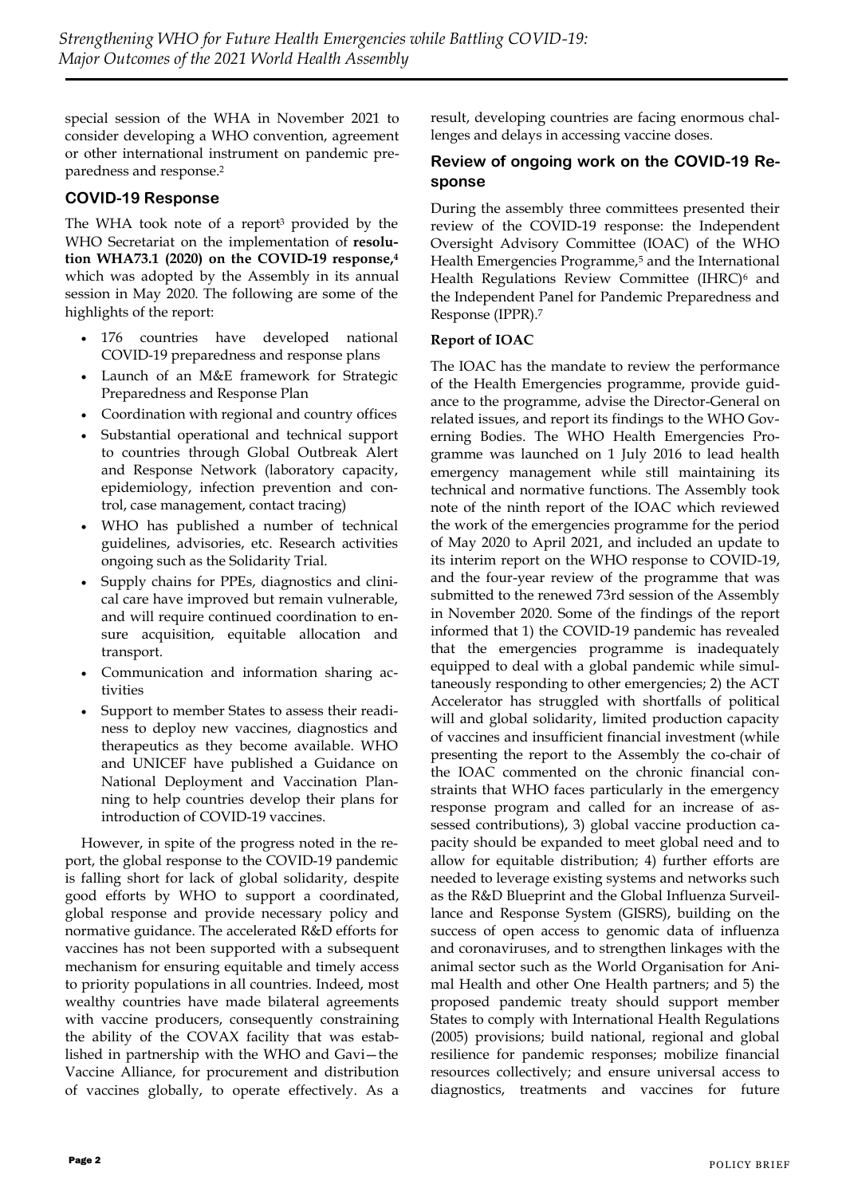special session of the WHA in November 2021 to consider developing a WHO convention, agreement or other international instrument on pandemic preparedness and response.[2]

## COVID-19 Response

The WHA took note of a report[3] provided by the WHO Secretariat on the implementation of **resolution WHA73.1 (2020) on the COVID-19 response,[4]** which was adopted by the Assembly in its annual session in May 2020. The following are some of the highlights of the report:

- 176 countries have developed national COVID-19 preparedness and response plans
- Launch of an M&E framework for Strategic Preparedness and Response Plan
- Coordination with regional and country offices
- Substantial operational and technical support to countries through Global Outbreak Alert and Response Network (laboratory capacity, epidemiology, infection prevention and control, case management, contact tracing)
- WHO has published a number of technical guidelines, advisories, etc. Research activities ongoing such as the Solidarity Trial.
- Supply chains for PPEs, diagnostics and clinical care have improved but remain vulnerable, and will require continued coordination to ensure acquisition, equitable allocation and transport.
- Communication and information sharing activities
- Support to member States to assess their readiness to deploy new vaccines, diagnostics and therapeutics as they become available. WHO and UNICEF have published a Guidance on National Deployment and Vaccination Planning to help countries develop their plans for introduction of COVID-19 vaccines.

However, in spite of the progress noted in the report, the global response to the COVID-19 pandemic is falling short for lack of global solidarity, despite good efforts by WHO to support a coordinated, global response and provide necessary policy and normative guidance. The accelerated R&D efforts for vaccines has not been supported with a subsequent mechanism for ensuring equitable and timely access to priority populations in all countries. Indeed, most wealthy countries have made bilateral agreements with vaccine producers, consequently constraining the ability of the COVAX facility that was established in partnership with the WHO and Gavi—the Vaccine Alliance, for procurement and distribution of vaccines globally, to operate effectively. As a result, developing countries are facing enormous challenges and delays in accessing vaccine doses.

## Review of ongoing work on the COVID-19 Response

During the assembly three committees presented their review of the COVID-19 response: the Independent Oversight Advisory Committee (IOAC) of the WHO Health Emergencies Programme,[5] and the International Health Regulations Review Committee (IHRC)[6] and the Independent Panel for Pandemic Preparedness and Response (IPPR).[7]

**Report of IOAC**

The IOAC has the mandate to review the performance of the Health Emergencies programme, provide guidance to the programme, advise the Director-General on related issues, and report its findings to the WHO Governing Bodies. The WHO Health Emergencies Programme was launched on 1 July 2016 to lead health emergency management while still maintaining its technical and normative functions. The Assembly took note of the ninth report of the IOAC which reviewed the work of the emergencies programme for the period of May 2020 to April 2021, and included an update to its interim report on the WHO response to COVID-19, and the four-year review of the programme that was submitted to the renewed 73rd session of the Assembly in November 2020. Some of the findings of the report informed that 1) the COVID-19 pandemic has revealed that the emergencies programme is inadequately equipped to deal with a global pandemic while simultaneously responding to other emergencies; 2) the ACT Accelerator has struggled with shortfalls of political will and global solidarity, limited production capacity of vaccines and insufficient financial investment (while presenting the report to the Assembly the co-chair of the IOAC commented on the chronic financial constraints that WHO faces particularly in the emergency response program and called for an increase of assessed contributions), 3) global vaccine production capacity should be expanded to meet global need and to allow for equitable distribution; 4) further efforts are needed to leverage existing systems and networks such as the R&D Blueprint and the Global Influenza Surveillance and Response System (GISRS), building on the success of open access to genomic data of influenza and coronaviruses, and to strengthen linkages with the animal sector such as the World Organisation for Animal Health and other One Health partners; and 5) the proposed pandemic treaty should support member States to comply with International Health Regulations (2005) provisions; build national, regional and global resilience for pandemic responses; mobilize financial resources collectively; and ensure universal access to diagnostics, treatments and vaccines for future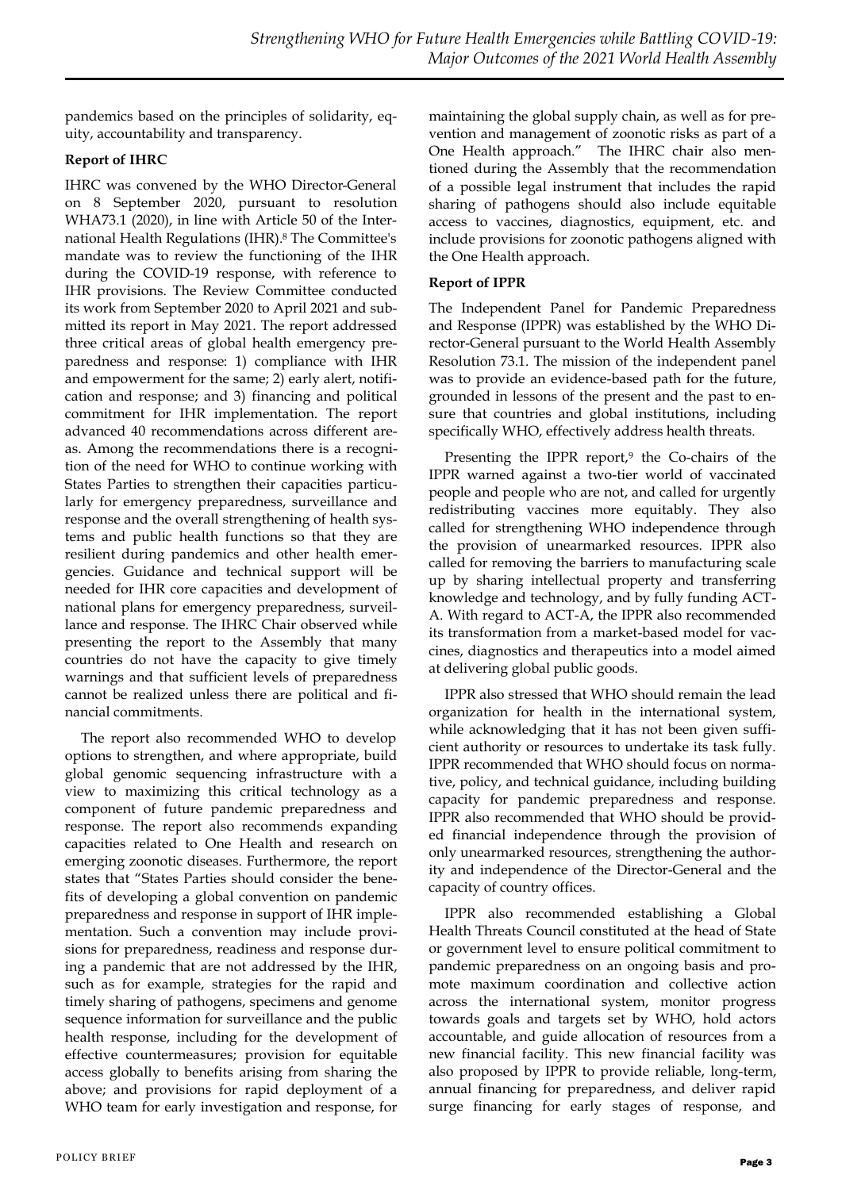pandemics based on the principles of solidarity, equity, accountability and transparency.

**Report of IHRC**

IHRC was convened by the WHO Director-General on 8 September 2020, pursuant to resolution WHA73.1 (2020), in line with Article 50 of the International Health Regulations (IHR).[8] The Committee's mandate was to review the functioning of the IHR during the COVID-19 response, with reference to IHR provisions. The Review Committee conducted its work from September 2020 to April 2021 and submitted its report in May 2021. The report addressed three critical areas of global health emergency preparedness and response: 1) compliance with IHR and empowerment for the same; 2) early alert, notification and response; and 3) financing and political commitment for IHR implementation. The report advanced 40 recommendations across different areas. Among the recommendations there is a recognition of the need for WHO to continue working with States Parties to strengthen their capacities particularly for emergency preparedness, surveillance and response and the overall strengthening of health systems and public health functions so that they are resilient during pandemics and other health emergencies. Guidance and technical support will be needed for IHR core capacities and development of national plans for emergency preparedness, surveillance and response. The IHRC Chair observed while presenting the report to the Assembly that many countries do not have the capacity to give timely warnings and that sufficient levels of preparedness cannot be realized unless there are political and financial commitments.

The report also recommended WHO to develop options to strengthen, and where appropriate, build global genomic sequencing infrastructure with a view to maximizing this critical technology as a component of future pandemic preparedness and response. The report also recommends expanding capacities related to One Health and research on emerging zoonotic diseases. Furthermore, the report states that "States Parties should consider the benefits of developing a global convention on pandemic preparedness and response in support of IHR implementation. Such a convention may include provisions for preparedness, readiness and response during a pandemic that are not addressed by the IHR, such as for example, strategies for the rapid and timely sharing of pathogens, specimens and genome sequence information for surveillance and the public health response, including for the development of effective countermeasures; provision for equitable access globally to benefits arising from sharing the above; and provisions for rapid deployment of a WHO team for early investigation and response, for maintaining the global supply chain, as well as for prevention and management of zoonotic risks as part of a One Health approach." The IHRC chair also mentioned during the Assembly that the recommendation of a possible legal instrument that includes the rapid sharing of pathogens should also include equitable access to vaccines, diagnostics, equipment, etc. and include provisions for zoonotic pathogens aligned with the One Health approach.

**Report of IPPR**

The Independent Panel for Pandemic Preparedness and Response (IPPR) was established by the WHO Director-General pursuant to the World Health Assembly Resolution 73.1. The mission of the independent panel was to provide an evidence-based path for the future, grounded in lessons of the present and the past to ensure that countries and global institutions, including specifically WHO, effectively address health threats.

Presenting the IPPR report,[9] the Co-chairs of the IPPR warned against a two-tier world of vaccinated people and people who are not, and called for urgently redistributing vaccines more equitably. They also called for strengthening WHO independence through the provision of unearmarked resources. IPPR also called for removing the barriers to manufacturing scale up by sharing intellectual property and transferring knowledge and technology, and by fully funding ACT-A. With regard to ACT-A, the IPPR also recommended its transformation from a market-based model for vaccines, diagnostics and therapeutics into a model aimed at delivering global public goods.

IPPR also stressed that WHO should remain the lead organization for health in the international system, while acknowledging that it has not been given sufficient authority or resources to undertake its task fully. IPPR recommended that WHO should focus on normative, policy, and technical guidance, including building capacity for pandemic preparedness and response. IPPR also recommended that WHO should be provided financial independence through the provision of only unearmarked resources, strengthening the authority and independence of the Director-General and the capacity of country offices.

IPPR also recommended establishing a Global Health Threats Council constituted at the head of State or government level to ensure political commitment to pandemic preparedness on an ongoing basis and promote maximum coordination and collective action across the international system, monitor progress towards goals and targets set by WHO, hold actors accountable, and guide allocation of resources from a new financial facility. This new financial facility was also proposed by IPPR to provide reliable, long-term, annual financing for preparedness, and deliver rapid surge financing for early stages of response, and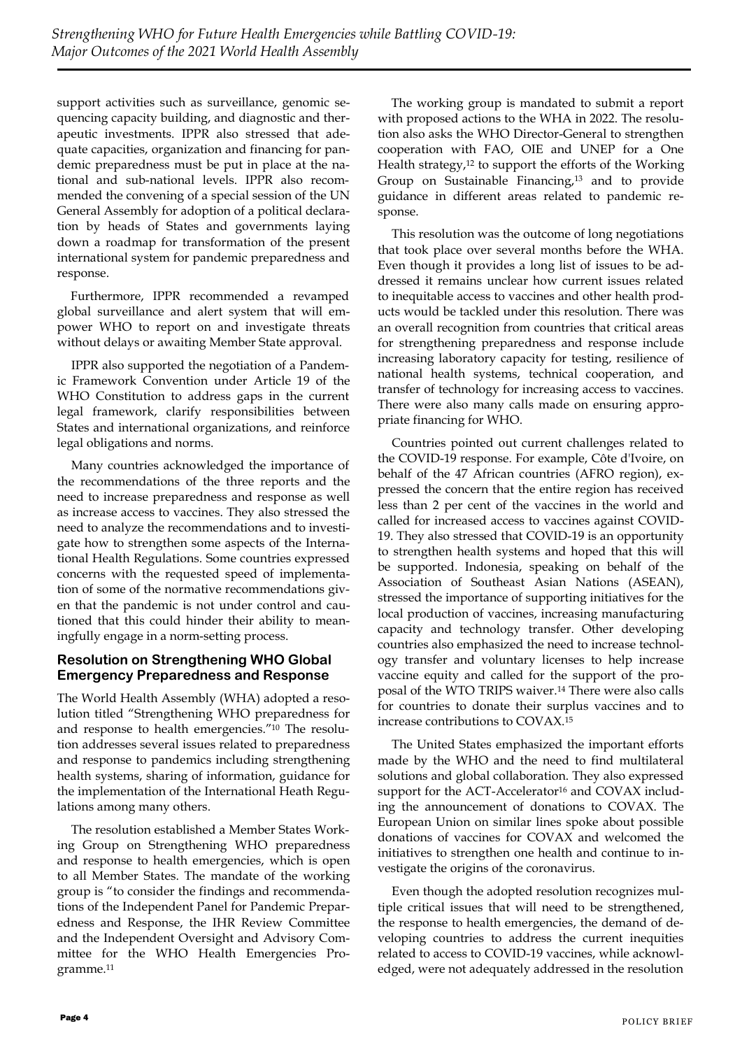support activities such as surveillance, genomic sequencing capacity building, and diagnostic and therapeutic investments. IPPR also stressed that adequate capacities, organization and financing for pandemic preparedness must be put in place at the national and sub-national levels. IPPR also recommended the convening of a special session of the UN General Assembly for adoption of a political declaration by heads of States and governments laying down a roadmap for transformation of the present international system for pandemic preparedness and response.

Furthermore, IPPR recommended a revamped global surveillance and alert system that will empower WHO to report on and investigate threats without delays or awaiting Member State approval.

IPPR also supported the negotiation of a Pandemic Framework Convention under Article 19 of the WHO Constitution to address gaps in the current legal framework, clarify responsibilities between States and international organizations, and reinforce legal obligations and norms.

Many countries acknowledged the importance of the recommendations of the three reports and the need to increase preparedness and response as well as increase access to vaccines. They also stressed the need to analyze the recommendations and to investigate how to strengthen some aspects of the International Health Regulations. Some countries expressed concerns with the requested speed of implementation of some of the normative recommendations given that the pandemic is not under control and cautioned that this could hinder their ability to meaningfully engage in a norm-setting process.

## Resolution on Strengthening WHO Global Emergency Preparedness and Response

The World Health Assembly (WHA) adopted a resolution titled "Strengthening WHO preparedness for and response to health emergencies."[10] The resolution addresses several issues related to preparedness and response to pandemics including strengthening health systems, sharing of information, guidance for the implementation of the International Heath Regulations among many others.

The resolution established a Member States Working Group on Strengthening WHO preparedness and response to health emergencies, which is open to all Member States. The mandate of the working group is "to consider the findings and recommendations of the Independent Panel for Pandemic Preparedness and Response, the IHR Review Committee and the Independent Oversight and Advisory Committee for the WHO Health Emergencies Programme.[11]

The working group is mandated to submit a report with proposed actions to the WHA in 2022. The resolution also asks the WHO Director-General to strengthen cooperation with FAO, OIE and UNEP for a One Health strategy,[12] to support the efforts of the Working Group on Sustainable Financing,[13] and to provide guidance in different areas related to pandemic response.

This resolution was the outcome of long negotiations that took place over several months before the WHA. Even though it provides a long list of issues to be addressed it remains unclear how current issues related to inequitable access to vaccines and other health products would be tackled under this resolution. There was an overall recognition from countries that critical areas for strengthening preparedness and response include increasing laboratory capacity for testing, resilience of national health systems, technical cooperation, and transfer of technology for increasing access to vaccines. There were also many calls made on ensuring appropriate financing for WHO.

Countries pointed out current challenges related to the COVID-19 response. For example, Côte d'Ivoire, on behalf of the 47 African countries (AFRO region), expressed the concern that the entire region has received less than 2 per cent of the vaccines in the world and called for increased access to vaccines against COVID-19. They also stressed that COVID-19 is an opportunity to strengthen health systems and hoped that this will be supported. Indonesia, speaking on behalf of the Association of Southeast Asian Nations (ASEAN), stressed the importance of supporting initiatives for the local production of vaccines, increasing manufacturing capacity and technology transfer. Other developing countries also emphasized the need to increase technology transfer and voluntary licenses to help increase vaccine equity and called for the support of the proposal of the WTO TRIPS waiver.[14] There were also calls for countries to donate their surplus vaccines and to increase contributions to COVAX.[15]

The United States emphasized the important efforts made by the WHO and the need to find multilateral solutions and global collaboration. They also expressed support for the ACT-Accelerator[16] and COVAX including the announcement of donations to COVAX. The European Union on similar lines spoke about possible donations of vaccines for COVAX and welcomed the initiatives to strengthen one health and continue to investigate the origins of the coronavirus.

Even though the adopted resolution recognizes multiple critical issues that will need to be strengthened, the response to health emergencies, the demand of developing countries to address the current inequities related to access to COVID-19 vaccines, while acknowledged, were not adequately addressed in the resolution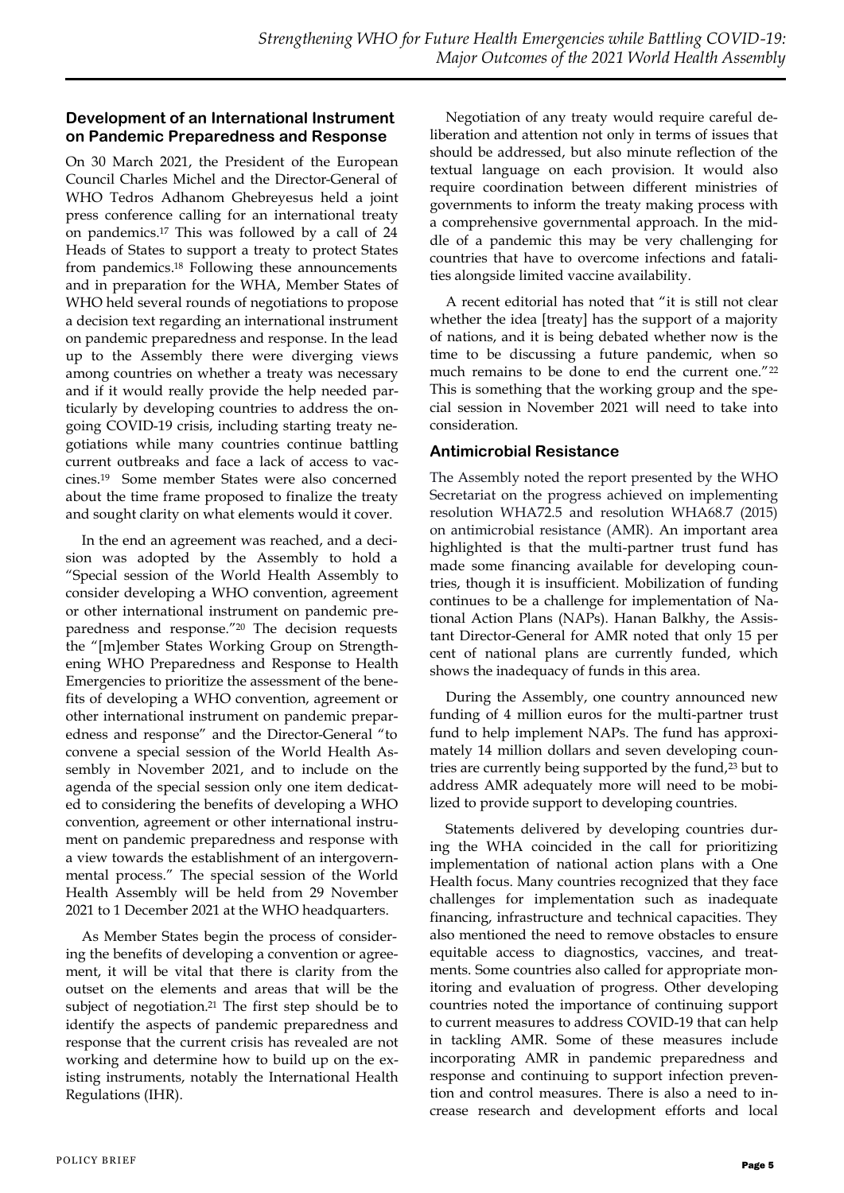## Development of an International Instrument on Pandemic Preparedness and Response

On 30 March 2021, the President of the European Council Charles Michel and the Director-General of WHO Tedros Adhanom Ghebreyesus held a joint press conference calling for an international treaty on pandemics.[17] This was followed by a call of 24 Heads of States to support a treaty to protect States from pandemics.[18] Following these announcements and in preparation for the WHA, Member States of WHO held several rounds of negotiations to propose a decision text regarding an international instrument on pandemic preparedness and response. In the lead up to the Assembly there were diverging views among countries on whether a treaty was necessary and if it would really provide the help needed particularly by developing countries to address the ongoing COVID-19 crisis, including starting treaty negotiations while many countries continue battling current outbreaks and face a lack of access to vaccines.[19] Some member States were also concerned about the time frame proposed to finalize the treaty and sought clarity on what elements would it cover.

In the end an agreement was reached, and a decision was adopted by the Assembly to hold a "Special session of the World Health Assembly to consider developing a WHO convention, agreement or other international instrument on pandemic preparedness and response."[20] The decision requests the "[m]ember States Working Group on Strengthening WHO Preparedness and Response to Health Emergencies to prioritize the assessment of the benefits of developing a WHO convention, agreement or other international instrument on pandemic preparedness and response" and the Director-General "to convene a special session of the World Health Assembly in November 2021, and to include on the agenda of the special session only one item dedicated to considering the benefits of developing a WHO convention, agreement or other international instrument on pandemic preparedness and response with a view towards the establishment of an intergovernmental process." The special session of the World Health Assembly will be held from 29 November 2021 to 1 December 2021 at the WHO headquarters.

As Member States begin the process of considering the benefits of developing a convention or agreement, it will be vital that there is clarity from the outset on the elements and areas that will be the subject of negotiation.[21] The first step should be to identify the aspects of pandemic preparedness and response that the current crisis has revealed are not working and determine how to build up on the existing instruments, notably the International Health Regulations (IHR).

Negotiation of any treaty would require careful deliberation and attention not only in terms of issues that should be addressed, but also minute reflection of the textual language on each provision. It would also require coordination between different ministries of governments to inform the treaty making process with a comprehensive governmental approach. In the middle of a pandemic this may be very challenging for countries that have to overcome infections and fatalities alongside limited vaccine availability.

A recent editorial has noted that "it is still not clear whether the idea [treaty] has the support of a majority of nations, and it is being debated whether now is the time to be discussing a future pandemic, when so much remains to be done to end the current one."[22] This is something that the working group and the special session in November 2021 will need to take into consideration.

## Antimicrobial Resistance

The Assembly noted the report presented by the WHO Secretariat on the progress achieved on implementing resolution WHA72.5 and resolution WHA68.7 (2015) on antimicrobial resistance (AMR). An important area highlighted is that the multi-partner trust fund has made some financing available for developing countries, though it is insufficient. Mobilization of funding continues to be a challenge for implementation of National Action Plans (NAPs). Hanan Balkhy, the Assistant Director-General for AMR noted that only 15 per cent of national plans are currently funded, which shows the inadequacy of funds in this area.

During the Assembly, one country announced new funding of 4 million euros for the multi-partner trust fund to help implement NAPs. The fund has approximately 14 million dollars and seven developing countries are currently being supported by the fund,[23] but to address AMR adequately more will need to be mobilized to provide support to developing countries.

Statements delivered by developing countries during the WHA coincided in the call for prioritizing implementation of national action plans with a One Health focus. Many countries recognized that they face challenges for implementation such as inadequate financing, infrastructure and technical capacities. They also mentioned the need to remove obstacles to ensure equitable access to diagnostics, vaccines, and treatments. Some countries also called for appropriate monitoring and evaluation of progress. Other developing countries noted the importance of continuing support to current measures to address COVID-19 that can help in tackling AMR. Some of these measures include incorporating AMR in pandemic preparedness and response and continuing to support infection prevention and control measures. There is also a need to increase research and development efforts and local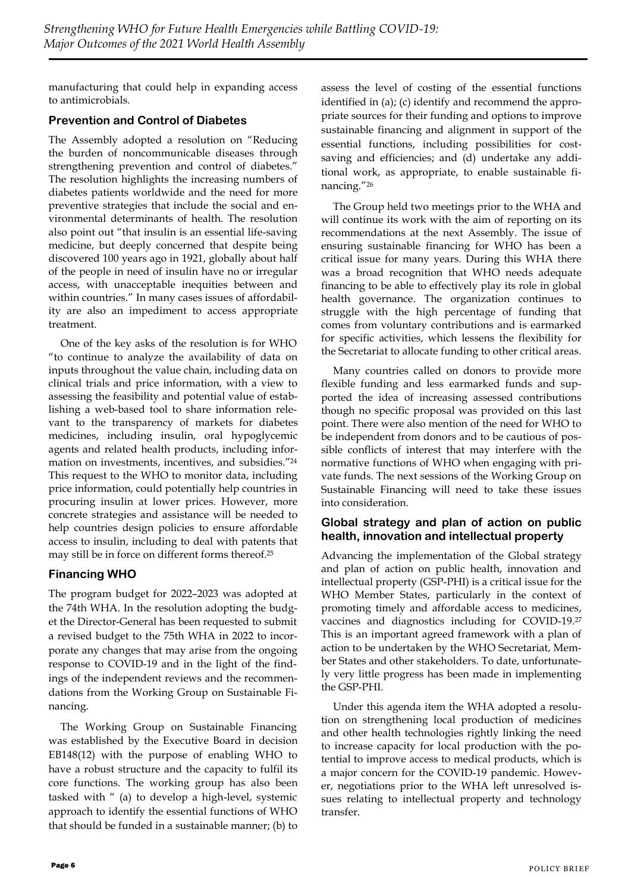manufacturing that could help in expanding access to antimicrobials.

## Prevention and Control of Diabetes

The Assembly adopted a resolution on "Reducing the burden of noncommunicable diseases through strengthening prevention and control of diabetes." The resolution highlights the increasing numbers of diabetes patients worldwide and the need for more preventive strategies that include the social and environmental determinants of health. The resolution also point out "that insulin is an essential life-saving medicine, but deeply concerned that despite being discovered 100 years ago in 1921, globally about half of the people in need of insulin have no or irregular access, with unacceptable inequities between and within countries." In many cases issues of affordability are also an impediment to access appropriate treatment.

One of the key asks of the resolution is for WHO "to continue to analyze the availability of data on inputs throughout the value chain, including data on clinical trials and price information, with a view to assessing the feasibility and potential value of establishing a web-based tool to share information relevant to the transparency of markets for diabetes medicines, including insulin, oral hypoglycemic agents and related health products, including information on investments, incentives, and subsidies."[24] This request to the WHO to monitor data, including price information, could potentially help countries in procuring insulin at lower prices. However, more concrete strategies and assistance will be needed to help countries design policies to ensure affordable access to insulin, including to deal with patents that may still be in force on different forms thereof.[25]

## Financing WHO

The program budget for 2022–2023 was adopted at the 74th WHA. In the resolution adopting the budget the Director-General has been requested to submit a revised budget to the 75th WHA in 2022 to incorporate any changes that may arise from the ongoing response to COVID-19 and in the light of the findings of the independent reviews and the recommendations from the Working Group on Sustainable Financing.

The Working Group on Sustainable Financing was established by the Executive Board in decision EB148(12) with the purpose of enabling WHO to have a robust structure and the capacity to fulfil its core functions. The working group has also been tasked with " (a) to develop a high-level, systemic approach to identify the essential functions of WHO that should be funded in a sustainable manner; (b) to assess the level of costing of the essential functions identified in (a); (c) identify and recommend the appropriate sources for their funding and options to improve sustainable financing and alignment in support of the essential functions, including possibilities for cost-saving and efficiencies; and (d) undertake any additional work, as appropriate, to enable sustainable financing."[26]

The Group held two meetings prior to the WHA and will continue its work with the aim of reporting on its recommendations at the next Assembly. The issue of ensuring sustainable financing for WHO has been a critical issue for many years. During this WHA there was a broad recognition that WHO needs adequate financing to be able to effectively play its role in global health governance. The organization continues to struggle with the high percentage of funding that comes from voluntary contributions and is earmarked for specific activities, which lessens the flexibility for the Secretariat to allocate funding to other critical areas.

Many countries called on donors to provide more flexible funding and less earmarked funds and supported the idea of increasing assessed contributions though no specific proposal was provided on this last point. There were also mention of the need for WHO to be independent from donors and to be cautious of possible conflicts of interest that may interfere with the normative functions of WHO when engaging with private funds. The next sessions of the Working Group on Sustainable Financing will need to take these issues into consideration.

## Global strategy and plan of action on public health, innovation and intellectual property

Advancing the implementation of the Global strategy and plan of action on public health, innovation and intellectual property (GSP-PHI) is a critical issue for the WHO Member States, particularly in the context of promoting timely and affordable access to medicines, vaccines and diagnostics including for COVID-19.[27] This is an important agreed framework with a plan of action to be undertaken by the WHO Secretariat, Member States and other stakeholders. To date, unfortunately very little progress has been made in implementing the GSP-PHI.

Under this agenda item the WHA adopted a resolution on strengthening local production of medicines and other health technologies rightly linking the need to increase capacity for local production with the potential to improve access to medical products, which is a major concern for the COVID-19 pandemic. However, negotiations prior to the WHA left unresolved issues relating to intellectual property and technology transfer.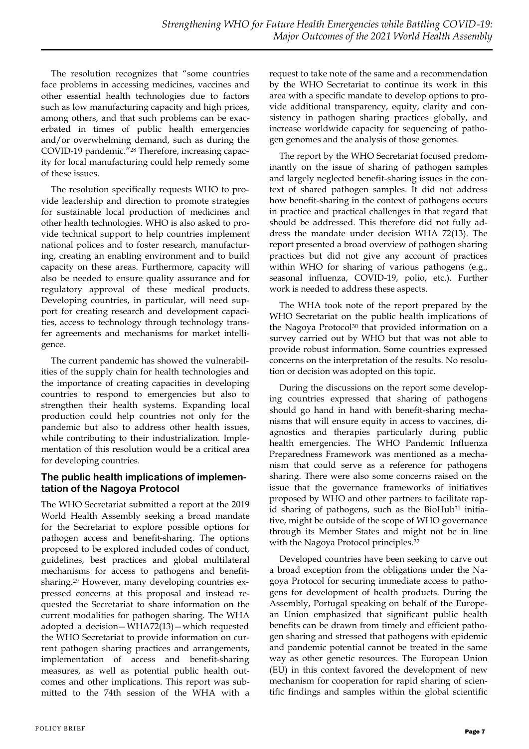The resolution recognizes that "some countries face problems in accessing medicines, vaccines and other essential health technologies due to factors such as low manufacturing capacity and high prices, among others, and that such problems can be exacerbated in times of public health emergencies and/or overwhelming demand, such as during the COVID-19 pandemic."[28] Therefore, increasing capacity for local manufacturing could help remedy some of these issues.

The resolution specifically requests WHO to provide leadership and direction to promote strategies for sustainable local production of medicines and other health technologies. WHO is also asked to provide technical support to help countries implement national polices and to foster research, manufacturing, creating an enabling environment and to build capacity on these areas. Furthermore, capacity will also be needed to ensure quality assurance and for regulatory approval of these medical products. Developing countries, in particular, will need support for creating research and development capacities, access to technology through technology transfer agreements and mechanisms for market intelligence.

The current pandemic has showed the vulnerabilities of the supply chain for health technologies and the importance of creating capacities in developing countries to respond to emergencies but also to strengthen their health systems. Expanding local production could help countries not only for the pandemic but also to address other health issues, while contributing to their industrialization. Implementation of this resolution would be a critical area for developing countries.

### The public health implications of implementation of the Nagoya Protocol

The WHO Secretariat submitted a report at the 2019 World Health Assembly seeking a broad mandate for the Secretariat to explore possible options for pathogen access and benefit-sharing. The options proposed to be explored included codes of conduct, guidelines, best practices and global multilateral mechanisms for access to pathogens and benefit-sharing.[29] However, many developing countries expressed concerns at this proposal and instead requested the Secretariat to share information on the current modalities for pathogen sharing. The WHA adopted a decision—WHA72(13)—which requested the WHO Secretariat to provide information on current pathogen sharing practices and arrangements, implementation of access and benefit-sharing measures, as well as potential public health outcomes and other implications. This report was submitted to the 74th session of the WHA with a request to take note of the same and a recommendation by the WHO Secretariat to continue its work in this area with a specific mandate to develop options to provide additional transparency, equity, clarity and consistency in pathogen sharing practices globally, and increase worldwide capacity for sequencing of pathogen genomes and the analysis of those genomes.

The report by the WHO Secretariat focused predominantly on the issue of sharing of pathogen samples and largely neglected benefit-sharing issues in the context of shared pathogen samples. It did not address how benefit-sharing in the context of pathogens occurs in practice and practical challenges in that regard that should be addressed. This therefore did not fully address the mandate under decision WHA 72(13). The report presented a broad overview of pathogen sharing practices but did not give any account of practices within WHO for sharing of various pathogens (e.g., seasonal influenza, COVID-19, polio, etc.). Further work is needed to address these aspects.

The WHA took note of the report prepared by the WHO Secretariat on the public health implications of the Nagoya Protocol[30] that provided information on a survey carried out by WHO but that was not able to provide robust information. Some countries expressed concerns on the interpretation of the results. No resolution or decision was adopted on this topic.

During the discussions on the report some developing countries expressed that sharing of pathogens should go hand in hand with benefit-sharing mechanisms that will ensure equity in access to vaccines, diagnostics and therapies particularly during public health emergencies. The WHO Pandemic Influenza Preparedness Framework was mentioned as a mechanism that could serve as a reference for pathogens sharing. There were also some concerns raised on the issue that the governance frameworks of initiatives proposed by WHO and other partners to facilitate rapid sharing of pathogens, such as the BioHub[31] initiative, might be outside of the scope of WHO governance through its Member States and might not be in line with the Nagoya Protocol principles.[32]

Developed countries have been seeking to carve out a broad exception from the obligations under the Nagoya Protocol for securing immediate access to pathogens for development of health products. During the Assembly, Portugal speaking on behalf of the European Union emphasized that significant public health benefits can be drawn from timely and efficient pathogen sharing and stressed that pathogens with epidemic and pandemic potential cannot be treated in the same way as other genetic resources. The European Union (EU) in this context favored the development of new mechanism for cooperation for rapid sharing of scientific findings and samples within the global scientific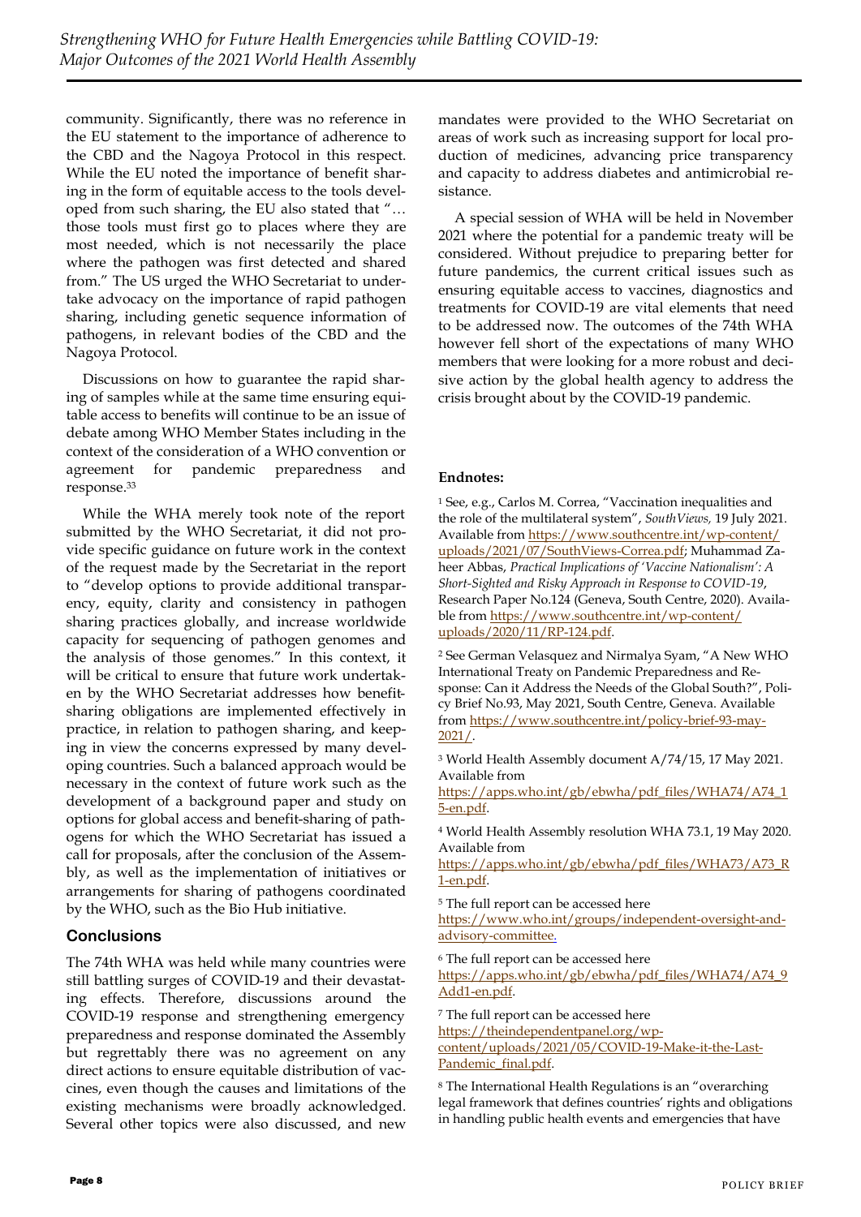community. Significantly, there was no reference in the EU statement to the importance of adherence to the CBD and the Nagoya Protocol in this respect. While the EU noted the importance of benefit sharing in the form of equitable access to the tools developed from such sharing, the EU also stated that "… those tools must first go to places where they are most needed, which is not necessarily the place where the pathogen was first detected and shared from." The US urged the WHO Secretariat to undertake advocacy on the importance of rapid pathogen sharing, including genetic sequence information of pathogens, in relevant bodies of the CBD and the Nagoya Protocol.

Discussions on how to guarantee the rapid sharing of samples while at the same time ensuring equitable access to benefits will continue to be an issue of debate among WHO Member States including in the context of the consideration of a WHO convention or agreement for pandemic preparedness and response.[33]

While the WHA merely took note of the report submitted by the WHO Secretariat, it did not provide specific guidance on future work in the context of the request made by the Secretariat in the report to "develop options to provide additional transparency, equity, clarity and consistency in pathogen sharing practices globally, and increase worldwide capacity for sequencing of pathogen genomes and the analysis of those genomes." In this context, it will be critical to ensure that future work undertaken by the WHO Secretariat addresses how benefit-sharing obligations are implemented effectively in practice, in relation to pathogen sharing, and keeping in view the concerns expressed by many developing countries. Such a balanced approach would be necessary in the context of future work such as the development of a background paper and study on options for global access and benefit-sharing of pathogens for which the WHO Secretariat has issued a call for proposals, after the conclusion of the Assembly, as well as the implementation of initiatives or arrangements for sharing of pathogens coordinated by the WHO, such as the Bio Hub initiative.

## Conclusions

The 74th WHA was held while many countries were still battling surges of COVID-19 and their devastating effects. Therefore, discussions around the COVID-19 response and strengthening emergency preparedness and response dominated the Assembly but regrettably there was no agreement on any direct actions to ensure equitable distribution of vaccines, even though the causes and limitations of the existing mechanisms were broadly acknowledged. Several other topics were also discussed, and new mandates were provided to the WHO Secretariat on areas of work such as increasing support for local production of medicines, advancing price transparency and capacity to address diabetes and antimicrobial resistance.

A special session of WHA will be held in November 2021 where the potential for a pandemic treaty will be considered. Without prejudice to preparing better for future pandemics, the current critical issues such as ensuring equitable access to vaccines, diagnostics and treatments for COVID-19 are vital elements that need to be addressed now. The outcomes of the 74th WHA however fell short of the expectations of many WHO members that were looking for a more robust and decisive action by the global health agency to address the crisis brought about by the COVID-19 pandemic.

**Endnotes:**

[1] See, e.g., Carlos M. Correa, "Vaccination inequalities and the role of the multilateral system", *SouthViews,* 19 July 2021. Available from https://www.southcentre.int/wp-content/uploads/2021/07/SouthViews-Correa.pdf; Muhammad Zaheer Abbas, *Practical Implications of 'Vaccine Nationalism': A Short-Sighted and Risky Approach in Response to COVID-19*, Research Paper No.124 (Geneva, South Centre, 2020). Available from https://www.southcentre.int/wp-content/uploads/2020/11/RP-124.pdf.

[2] See German Velasquez and Nirmalya Syam, "A New WHO International Treaty on Pandemic Preparedness and Response: Can it Address the Needs of the Global South?", Policy Brief No.93, May 2021, South Centre, Geneva. Available from https://www.southcentre.int/policy-brief-93-may-2021/.

[3] World Health Assembly document A/74/15, 17 May 2021. Available from https://apps.who.int/gb/ebwha/pdf_files/WHA74/A74_15-en.pdf.

[4] World Health Assembly resolution WHA 73.1, 19 May 2020. Available from https://apps.who.int/gb/ebwha/pdf_files/WHA73/A73_R1-en.pdf.

[5] The full report can be accessed here https://www.who.int/groups/independent-oversight-and-advisory-committee.

[6] The full report can be accessed here https://apps.who.int/gb/ebwha/pdf_files/WHA74/A74_9Add1-en.pdf.

[7] The full report can be accessed here https://theindependentpanel.org/wp-content/uploads/2021/05/COVID-19-Make-it-the-Last-Pandemic_final.pdf.

[8] The International Health Regulations is an "overarching legal framework that defines countries' rights and obligations in handling public health events and emergencies that have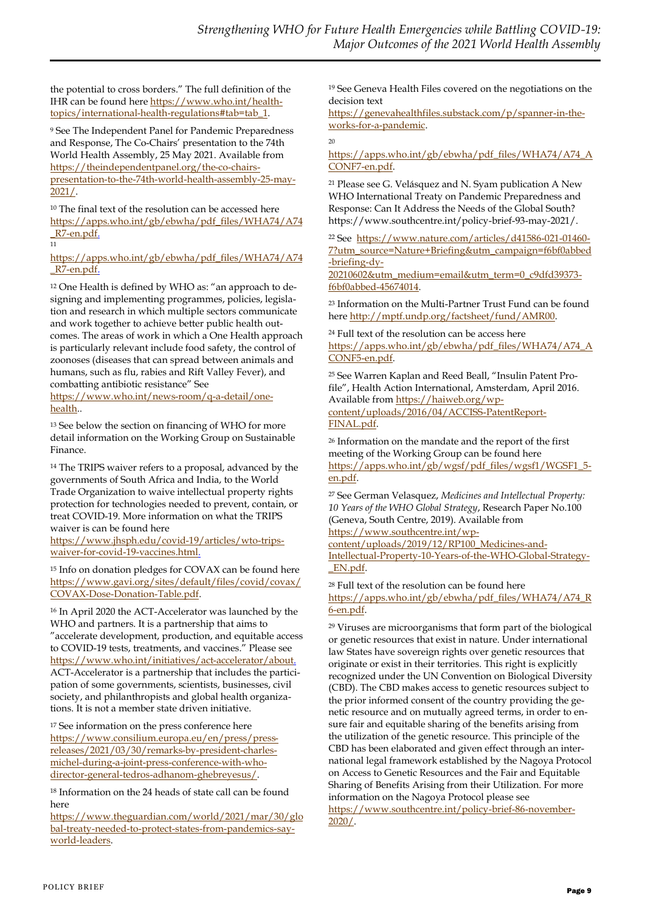the potential to cross borders." The full definition of the IHR can be found here https://www.who.int/health-topics/international-health-regulations#tab=tab_1.

[9] See The Independent Panel for Pandemic Preparedness and Response, The Co-Chairs' presentation to the 74th World Health Assembly, 25 May 2021. Available from https://theindependentpanel.org/the-co-chairs-presentation-to-the-74th-world-health-assembly-25-may-2021/.

[10] The final text of the resolution can be accessed here https://apps.who.int/gb/ebwha/pdf_files/WHA74/A74_R7-en.pdf.

[11] https://apps.who.int/gb/ebwha/pdf_files/WHA74/A74_R7-en.pdf.

[12] One Health is defined by WHO as: "an approach to designing and implementing programmes, policies, legislation and research in which multiple sectors communicate and work together to achieve better public health outcomes. The areas of work in which a One Health approach is particularly relevant include food safety, the control of zoonoses (diseases that can spread between animals and humans, such as flu, rabies and Rift Valley Fever), and combatting antibiotic resistance" See https://www.who.int/news-room/q-a-detail/one-health..

[13] See below the section on financing of WHO for more detail information on the Working Group on Sustainable Finance.

[14] The TRIPS waiver refers to a proposal, advanced by the governments of South Africa and India, to the World Trade Organization to waive intellectual property rights protection for technologies needed to prevent, contain, or treat COVID-19. More information on what the TRIPS waiver is can be found here https://www.jhsph.edu/covid-19/articles/wto-trips-waiver-for-covid-19-vaccines.html.

[15] Info on donation pledges for COVAX can be found here https://www.gavi.org/sites/default/files/covid/covax/COVAX-Dose-Donation-Table.pdf.

[16] In April 2020 the ACT-Accelerator was launched by the WHO and partners. It is a partnership that aims to "accelerate development, production, and equitable access to COVID-19 tests, treatments, and vaccines." Please see https://www.who.int/initiatives/act-accelerator/about. ACT-Accelerator is a partnership that includes the participation of some governments, scientists, businesses, civil society, and philanthropists and global health organizations. It is not a member state driven initiative.

[17] See information on the press conference here https://www.consilium.europa.eu/en/press/press-releases/2021/03/30/remarks-by-president-charles-michel-during-a-joint-press-conference-with-who-director-general-tedros-adhanom-ghebreyesus/.

[18] Information on the 24 heads of state call can be found here https://www.theguardian.com/world/2021/mar/30/global-treaty-needed-to-protect-states-from-pandemics-say-world-leaders.

[19] See Geneva Health Files covered on the negotiations on the decision text https://genevahealthfiles.substack.com/p/spanner-in-the-works-for-a-pandemic.

[20] https://apps.who.int/gb/ebwha/pdf_files/WHA74/A74_ACONF7-en.pdf.

[21] Please see G. Velásquez and N. Syam publication A New WHO International Treaty on Pandemic Preparedness and Response: Can It Address the Needs of the Global South? https://www.southcentre.int/policy-brief-93-may-2021/.

[22] See https://www.nature.com/articles/d41586-021-01460-7?utm_source=Nature+Briefing&utm_campaign=f6bf0abbed-briefing-dy-20210602&utm_medium=email&utm_term=0_c9dfd39373-f6bf0abbed-45674014.

[23] Information on the Multi-Partner Trust Fund can be found here http://mptf.undp.org/factsheet/fund/AMR00.

[24] Full text of the resolution can be access here https://apps.who.int/gb/ebwha/pdf_files/WHA74/A74_ACONF5-en.pdf.

[25] See Warren Kaplan and Reed Beall, "Insulin Patent Profile", Health Action International, Amsterdam, April 2016. Available from https://haiweb.org/wp-content/uploads/2016/04/ACCISS-PatentReport-FINAL.pdf.

[26] Information on the mandate and the report of the first meeting of the Working Group can be found here https://apps.who.int/gb/wgsf/pdf_files/wgsf1/WGSF1_5-en.pdf.

[27] See German Velasquez, *Medicines and Intellectual Property: 10 Years of the WHO Global Strategy*, Research Paper No.100 (Geneva, South Centre, 2019). Available from https://www.southcentre.int/wp-content/uploads/2019/12/RP100_Medicines-and-Intellectual-Property-10-Years-of-the-WHO-Global-Strategy-_EN.pdf.

[28] Full text of the resolution can be found here https://apps.who.int/gb/ebwha/pdf_files/WHA74/A74_R6-en.pdf.

[29] Viruses are microorganisms that form part of the biological or genetic resources that exist in nature. Under international law States have sovereign rights over genetic resources that originate or exist in their territories. This right is explicitly recognized under the UN Convention on Biological Diversity (CBD). The CBD makes access to genetic resources subject to the prior informed consent of the country providing the genetic resource and on mutually agreed terms, in order to ensure fair and equitable sharing of the benefits arising from the utilization of the genetic resource. This principle of the CBD has been elaborated and given effect through an international legal framework established by the Nagoya Protocol on Access to Genetic Resources and the Fair and Equitable Sharing of Benefits Arising from their Utilization. For more information on the Nagoya Protocol please see https://www.southcentre.int/policy-brief-86-november-2020/.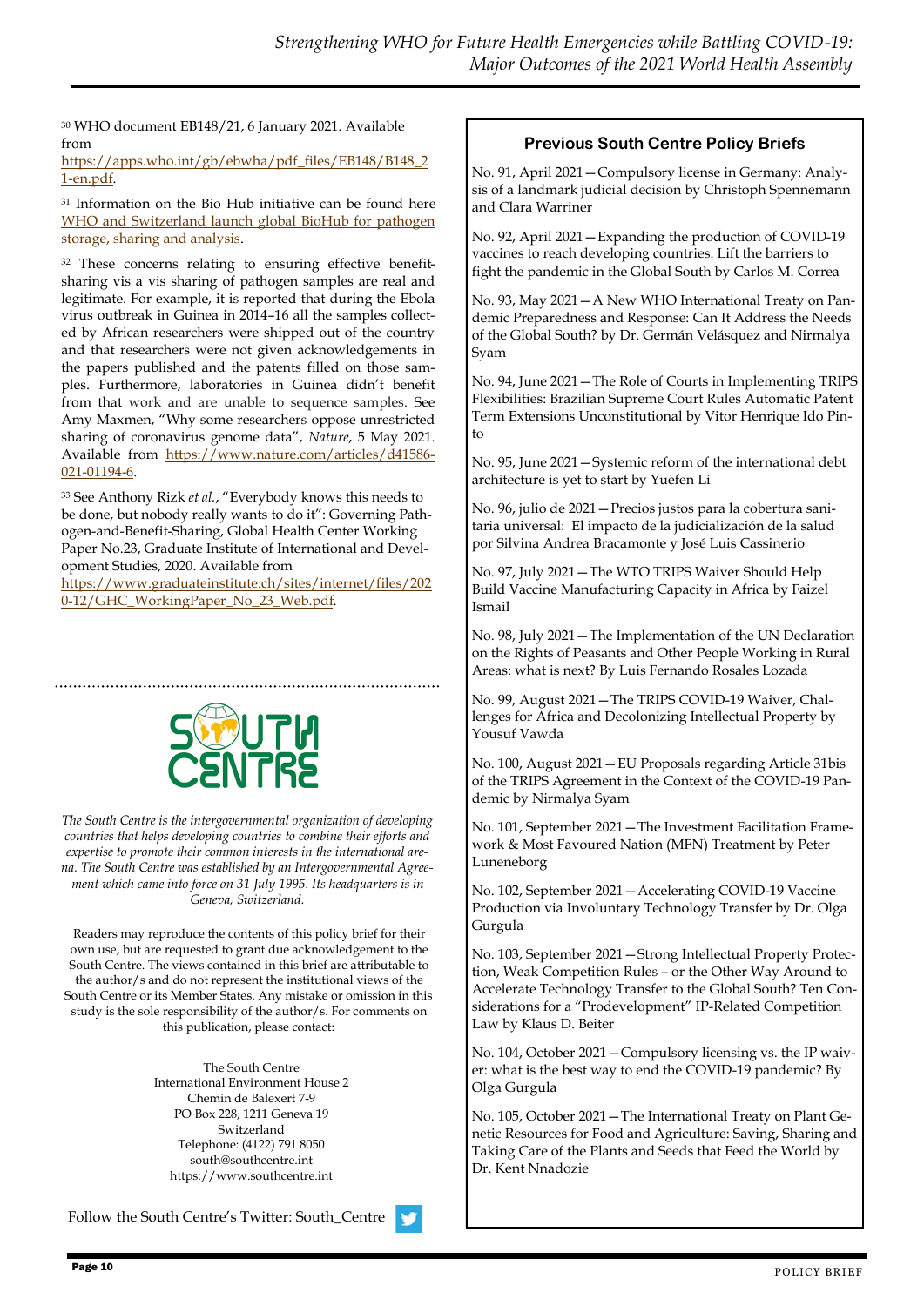[30] WHO document EB148/21, 6 January 2021. Available from https://apps.who.int/gb/ebwha/pdf_files/EB148/B148_21-en.pdf.

[31] Information on the Bio Hub initiative can be found here WHO and Switzerland launch global BioHub for pathogen storage, sharing and analysis.

[32] These concerns relating to ensuring effective benefit-sharing vis a vis sharing of pathogen samples are real and legitimate. For example, it is reported that during the Ebola virus outbreak in Guinea in 2014–16 all the samples collected by African researchers were shipped out of the country and that researchers were not given acknowledgements in the papers published and the patents filled on those samples. Furthermore, laboratories in Guinea didn't benefit from that work and are unable to sequence samples. See Amy Maxmen, "Why some researchers oppose unrestricted sharing of coronavirus genome data", *Nature*, 5 May 2021. Available from https://www.nature.com/articles/d41586-021-01194-6.

[33] See Anthony Rizk *et al.*, "Everybody knows this needs to be done, but nobody really wants to do it": Governing Pathogen-and-Benefit-Sharing, Global Health Center Working Paper No.23, Graduate Institute of International and Development Studies, 2020. Available from https://www.graduateinstitute.ch/sites/internet/files/2020-12/GHC_WorkingPaper_No_23_Web.pdf.

SOUTH CENTRE

*The South Centre is the intergovernmental organization of developing countries that helps developing countries to combine their efforts and expertise to promote their common interests in the international arena. The South Centre was established by an Intergovernmental Agreement which came into force on 31 July 1995. Its headquarters is in Geneva, Switzerland.*

Readers may reproduce the contents of this policy brief for their own use, but are requested to grant due acknowledgement to the South Centre. The views contained in this brief are attributable to the author/s and do not represent the institutional views of the South Centre or its Member States. Any mistake or omission in this study is the sole responsibility of the author/s. For comments on this publication, please contact:

The South Centre
International Environment House 2
Chemin de Balexert 7-9
PO Box 228, 1211 Geneva 19
Switzerland
Telephone: (4122) 791 8050
south@southcentre.int
https://www.southcentre.int

Follow the South Centre's Twitter: South_Centre

## Previous South Centre Policy Briefs

No. 91, April 2021 — Compulsory license in Germany: Analysis of a landmark judicial decision by Christoph Spennemann and Clara Warriner

No. 92, April 2021 — Expanding the production of COVID-19 vaccines to reach developing countries. Lift the barriers to fight the pandemic in the Global South by Carlos M. Correa

No. 93, May 2021 — A New WHO International Treaty on Pandemic Preparedness and Response: Can It Address the Needs of the Global South? by Dr. Germán Velásquez and Nirmalya Syam

No. 94, June 2021 — The Role of Courts in Implementing TRIPS Flexibilities: Brazilian Supreme Court Rules Automatic Patent Term Extensions Unconstitutional by Vitor Henrique Ido Pinto

No. 95, June 2021 — Systemic reform of the international debt architecture is yet to start by Yuefen Li

No. 96, julio de 2021 — Precios justos para la cobertura sanitaria universal: El impacto de la judicialización de la salud por Silvina Andrea Bracamonte y José Luis Cassinerio

No. 97, July 2021 — The WTO TRIPS Waiver Should Help Build Vaccine Manufacturing Capacity in Africa by Faizel Ismail

No. 98, July 2021 — The Implementation of the UN Declaration on the Rights of Peasants and Other People Working in Rural Areas: what is next? By Luis Fernando Rosales Lozada

No. 99, August 2021 — The TRIPS COVID-19 Waiver, Challenges for Africa and Decolonizing Intellectual Property by Yousuf Vawda

No. 100, August 2021 — EU Proposals regarding Article 31bis of the TRIPS Agreement in the Context of the COVID-19 Pandemic by Nirmalya Syam

No. 101, September 2021 — The Investment Facilitation Framework & Most Favoured Nation (MFN) Treatment by Peter Lunenborg

No. 102, September 2021 — Accelerating COVID-19 Vaccine Production via Involuntary Technology Transfer by Dr. Olga Gurgula

No. 103, September 2021 — Strong Intellectual Property Protection, Weak Competition Rules – or the Other Way Around to Accelerate Technology Transfer to the Global South? Ten Considerations for a "Prodevelopment" IP-Related Competition Law by Klaus D. Beiter

No. 104, October 2021 — Compulsory licensing vs. the IP waiver: what is the best way to end the COVID-19 pandemic? By Olga Gurgula

No. 105, October 2021 — The International Treaty on Plant Genetic Resources for Food and Agriculture: Saving, Sharing and Taking Care of the Plants and Seeds that Feed the World by Dr. Kent Nnadozie